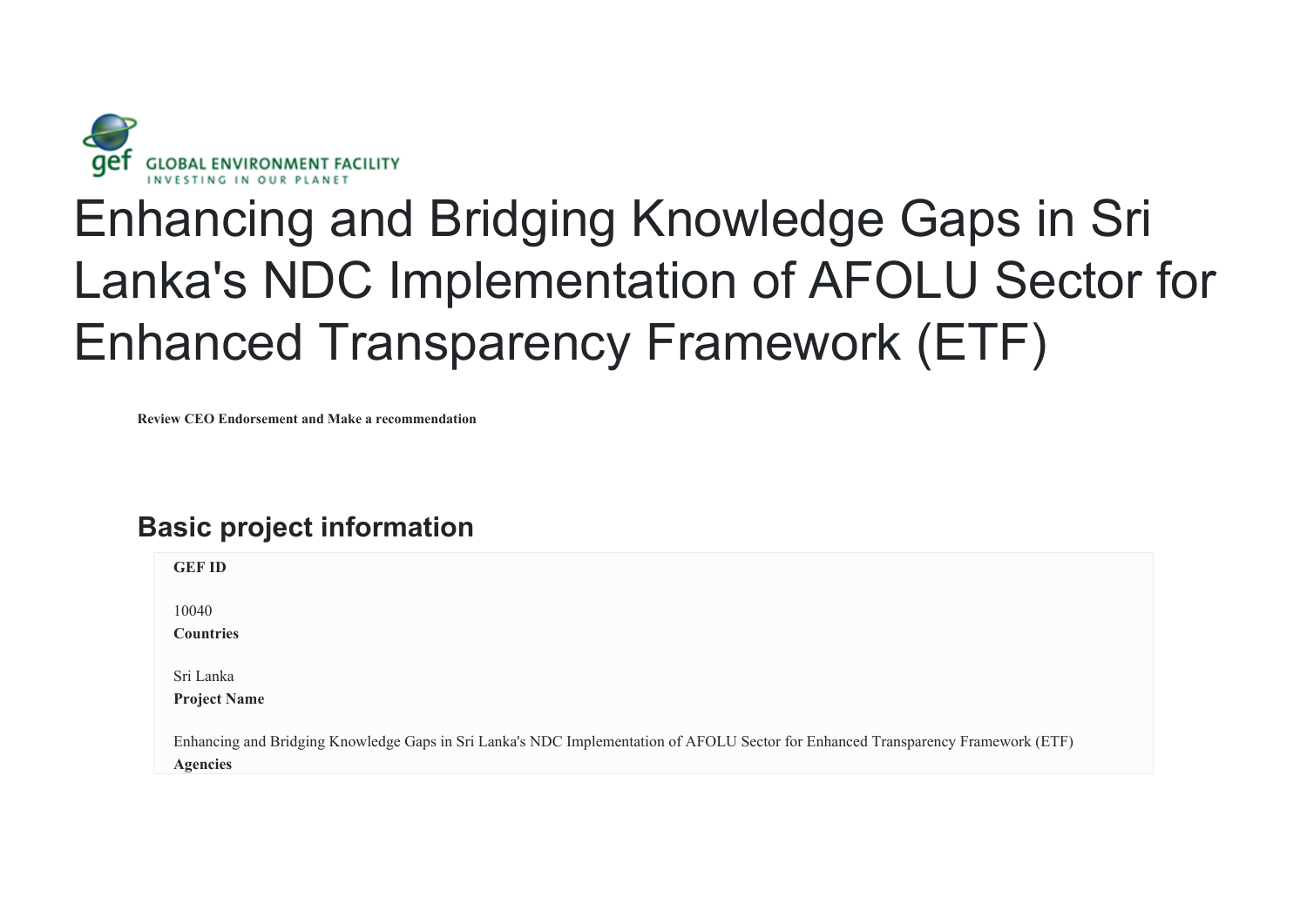# Enhancing and Bridging Knowledge Gaps in Sri Lanka's NDC Implementation of AFOLU Sector for Enhanced Transparency Framework (ETF)

**Review CEO Endorsement and Make a recommendation**

## Basic project information

**GEF ID**

10040

**Countries**

Sri Lanka

**Project Name**

Enhancing and Bridging Knowledge Gaps in Sri Lanka's NDC Implementation of AFOLU Sector for Enhanced Transparency Framework (ETF)

**Agencies**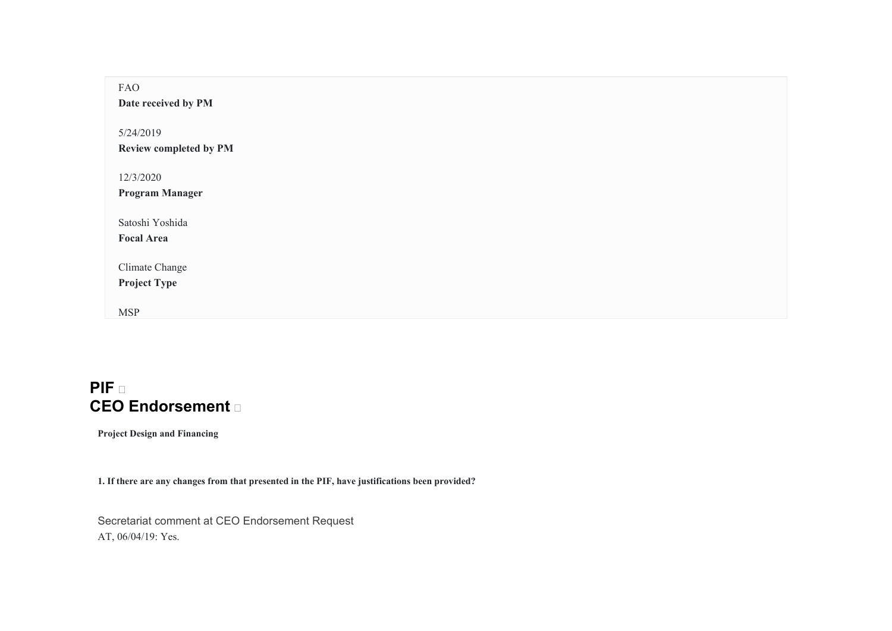FAO

**Date received by PM**

5/24/2019

**Review completed by PM**

12/3/2020

**Program Manager**

Satoshi Yoshida

**Focal Area**

Climate Change

**Project Type**

MSP

## PIF

## CEO Endorsement

**Project Design and Financing**

**1. If there are any changes from that presented in the PIF, have justifications been provided?**

Secretariat comment at CEO Endorsement Request

AT, 06/04/19: Yes.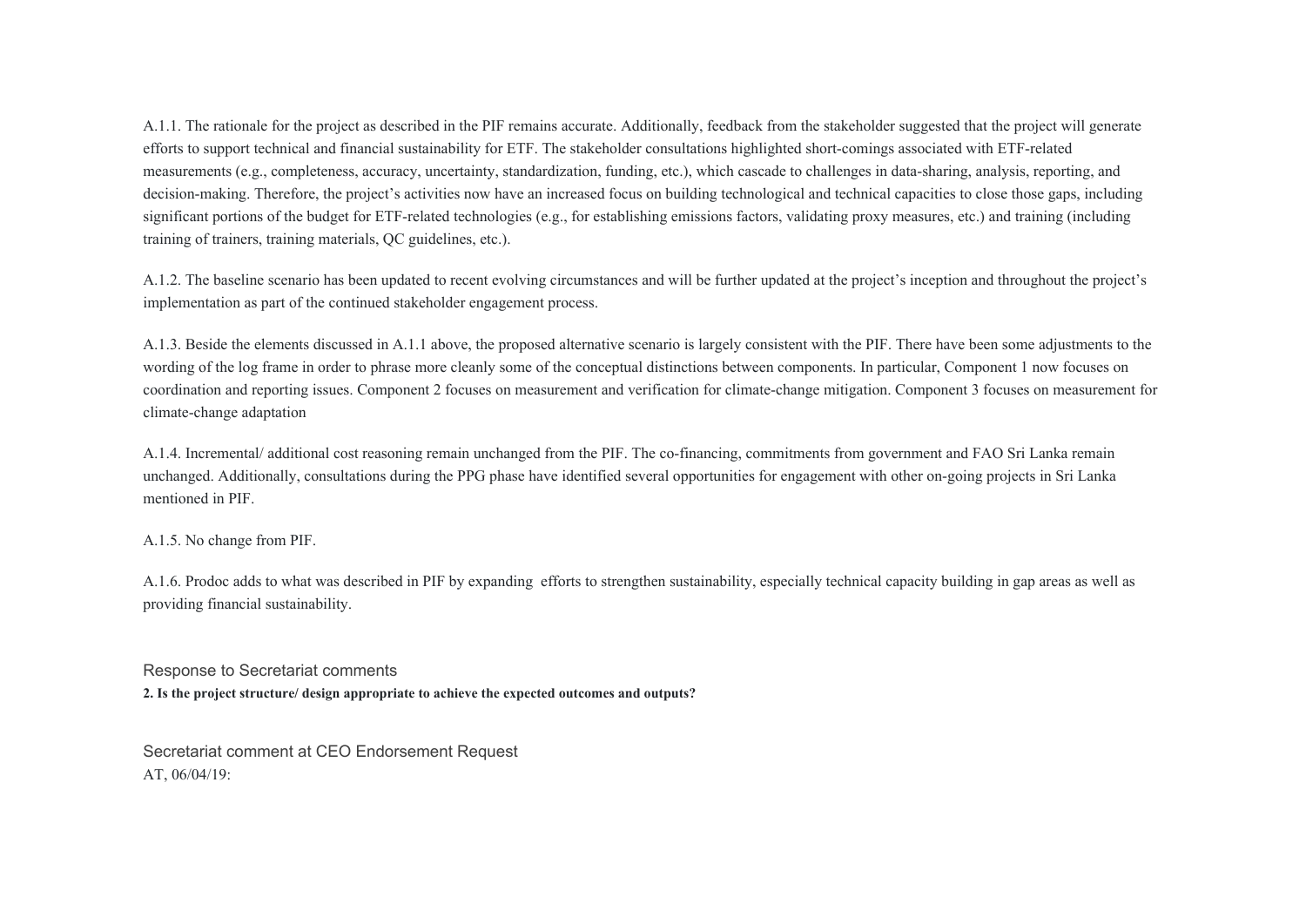A.1.1. The rationale for the project as described in the PIF remains accurate. Additionally, feedback from the stakeholder suggested that the project will generate efforts to support technical and financial sustainability for ETF. The stakeholder consultations highlighted short-comings associated with ETF-related measurements (e.g., completeness, accuracy, uncertainty, standardization, funding, etc.), which cascade to challenges in data-sharing, analysis, reporting, and decision-making. Therefore, the project's activities now have an increased focus on building technological and technical capacities to close those gaps, including significant portions of the budget for ETF-related technologies (e.g., for establishing emissions factors, validating proxy measures, etc.) and training (including training of trainers, training materials, QC guidelines, etc.).

A.1.2. The baseline scenario has been updated to recent evolving circumstances and will be further updated at the project's inception and throughout the project's implementation as part of the continued stakeholder engagement process.

A.1.3. Beside the elements discussed in A.1.1 above, the proposed alternative scenario is largely consistent with the PIF. There have been some adjustments to the wording of the log frame in order to phrase more cleanly some of the conceptual distinctions between components. In particular, Component 1 now focuses on coordination and reporting issues. Component 2 focuses on measurement and verification for climate-change mitigation. Component 3 focuses on measurement for climate-change adaptation

A.1.4. Incremental/ additional cost reasoning remain unchanged from the PIF. The co-financing, commitments from government and FAO Sri Lanka remain unchanged. Additionally, consultations during the PPG phase have identified several opportunities for engagement with other on-going projects in Sri Lanka mentioned in PIF.

A.1.5. No change from PIF.

A.1.6. Prodoc adds to what was described in PIF by expanding efforts to strengthen sustainability, especially technical capacity building in gap areas as well as providing financial sustainability.

### Response to Secretariat comments

**2. Is the project structure/ design appropriate to achieve the expected outcomes and outputs?**

### Secretariat comment at CEO Endorsement Request

AT, 06/04/19: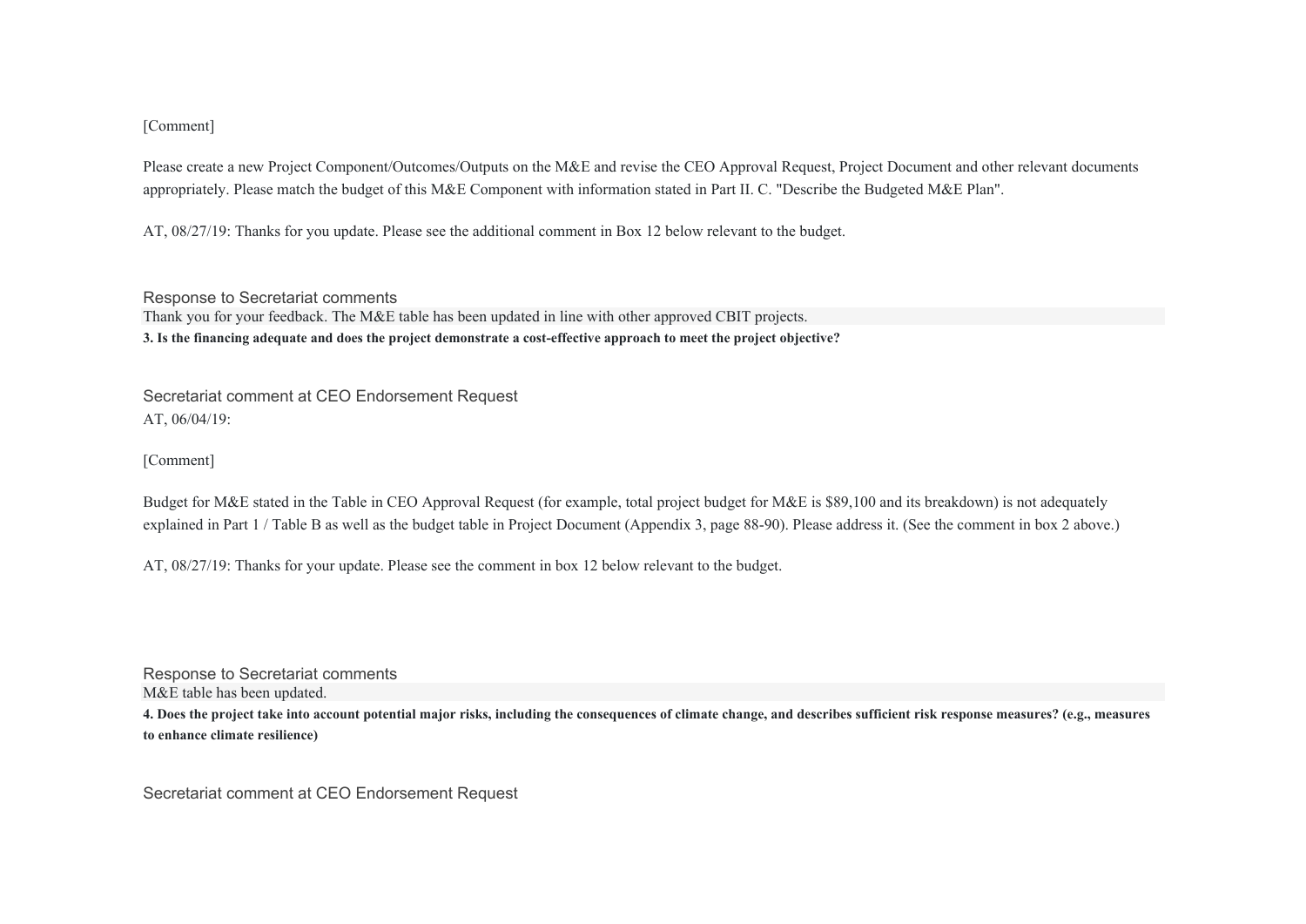[Comment]

Please create a new Project Component/Outcomes/Outputs on the M&E and revise the CEO Approval Request, Project Document and other relevant documents appropriately. Please match the budget of this M&E Component with information stated in Part II. C. "Describe the Budgeted M&E Plan".

AT, 08/27/19: Thanks for you update. Please see the additional comment in Box 12 below relevant to the budget.

Response to Secretariat comments

Thank you for your feedback. The M&E table has been updated in line with other approved CBIT projects.

**3. Is the financing adequate and does the project demonstrate a cost-effective approach to meet the project objective?**

Secretariat comment at CEO Endorsement Request

AT, 06/04/19:

[Comment]

Budget for M&E stated in the Table in CEO Approval Request (for example, total project budget for M&E is $89,100 and its breakdown) is not adequately explained in Part 1 / Table B as well as the budget table in Project Document (Appendix 3, page 88-90). Please address it. (See the comment in box 2 above.)

AT, 08/27/19: Thanks for your update. Please see the comment in box 12 below relevant to the budget.

Response to Secretariat comments

M&E table has been updated.

**4. Does the project take into account potential major risks, including the consequences of climate change, and describes sufficient risk response measures? (e.g., measures to enhance climate resilience)**

Secretariat comment at CEO Endorsement Request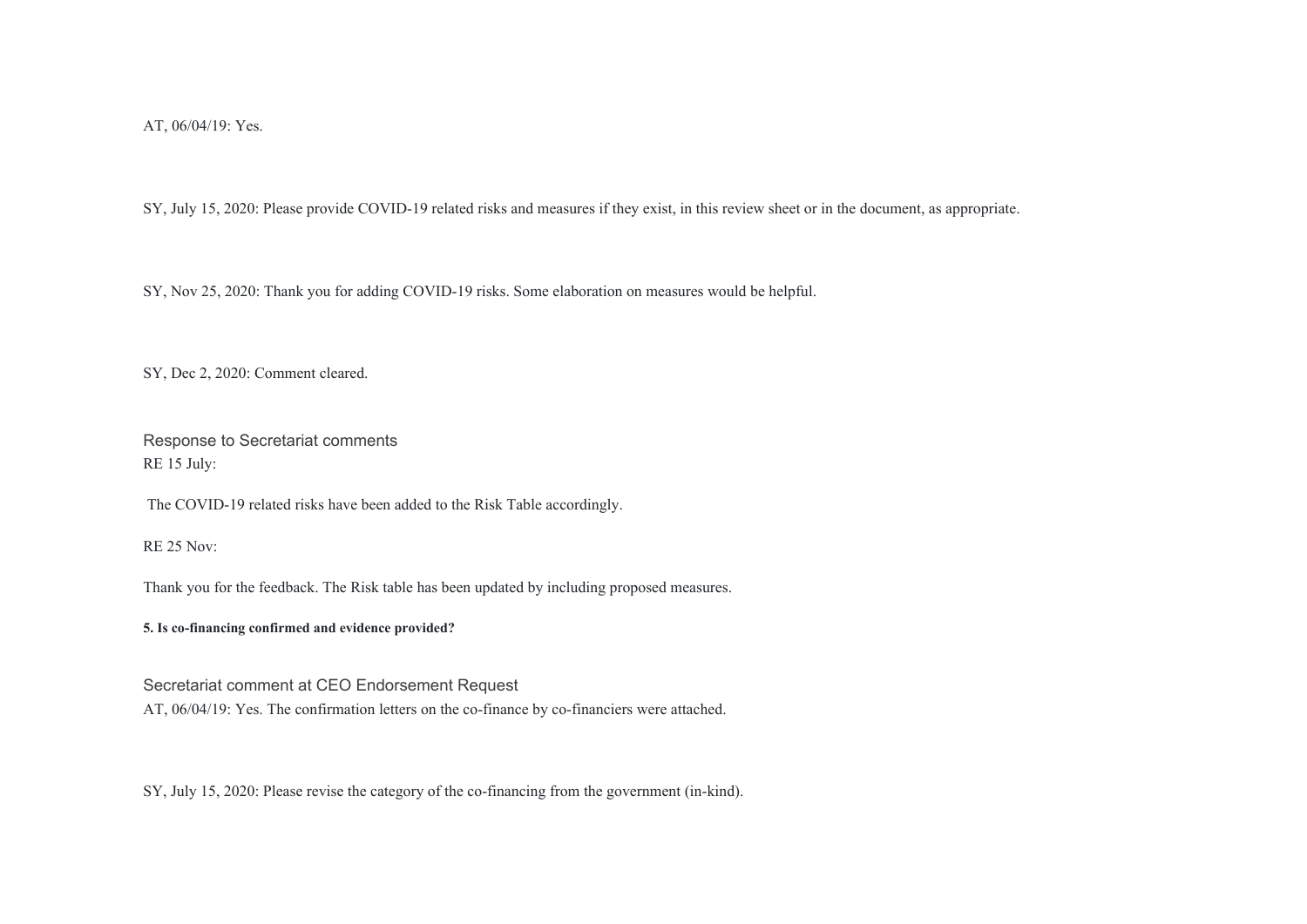AT, 06/04/19: Yes.

SY, July 15, 2020: Please provide COVID-19 related risks and measures if they exist, in this review sheet or in the document, as appropriate.

SY, Nov 25, 2020: Thank you for adding COVID-19 risks. Some elaboration on measures would be helpful.

SY, Dec 2, 2020: Comment cleared.

Response to Secretariat comments

RE 15 July:

The COVID-19 related risks have been added to the Risk Table accordingly.

RE 25 Nov:

Thank you for the feedback. The Risk table has been updated by including proposed measures.

**5. Is co-financing confirmed and evidence provided?**

Secretariat comment at CEO Endorsement Request

AT, 06/04/19: Yes. The confirmation letters on the co-finance by co-financiers were attached.

SY, July 15, 2020: Please revise the category of the co-financing from the government (in-kind).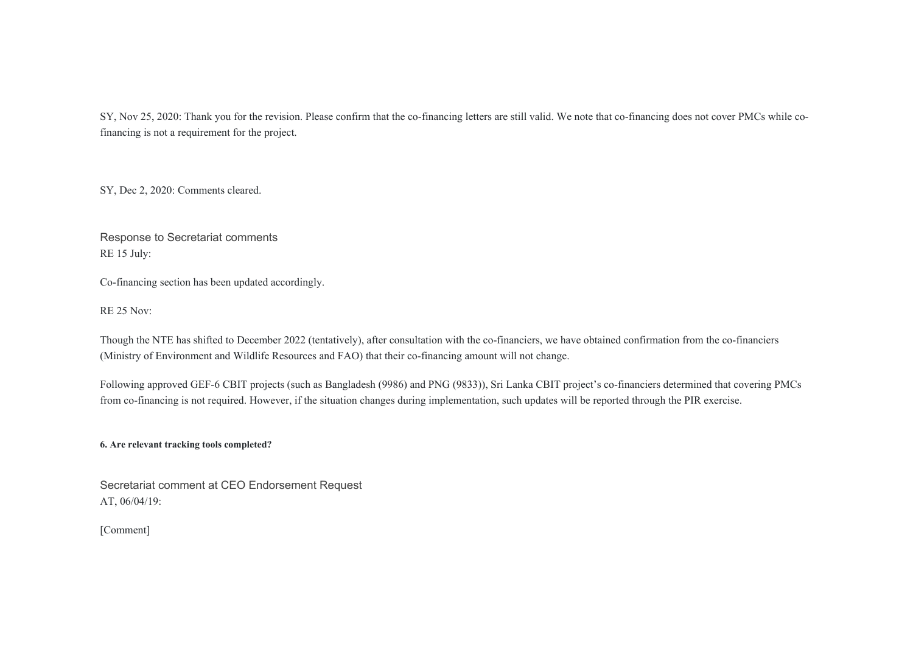SY, Nov 25, 2020: Thank you for the revision. Please confirm that the co-financing letters are still valid. We note that co-financing does not cover PMCs while co-financing is not a requirement for the project.

SY, Dec 2, 2020: Comments cleared.

Response to Secretariat comments

RE 15 July:

Co-financing section has been updated accordingly.

RE 25 Nov:

Though the NTE has shifted to December 2022 (tentatively), after consultation with the co-financiers, we have obtained confirmation from the co-financiers (Ministry of Environment and Wildlife Resources and FAO) that their co-financing amount will not change.

Following approved GEF-6 CBIT projects (such as Bangladesh (9986) and PNG (9833)), Sri Lanka CBIT project's co-financiers determined that covering PMCs from co-financing is not required. However, if the situation changes during implementation, such updates will be reported through the PIR exercise.

**6. Are relevant tracking tools completed?**

Secretariat comment at CEO Endorsement Request

AT, 06/04/19:

[Comment]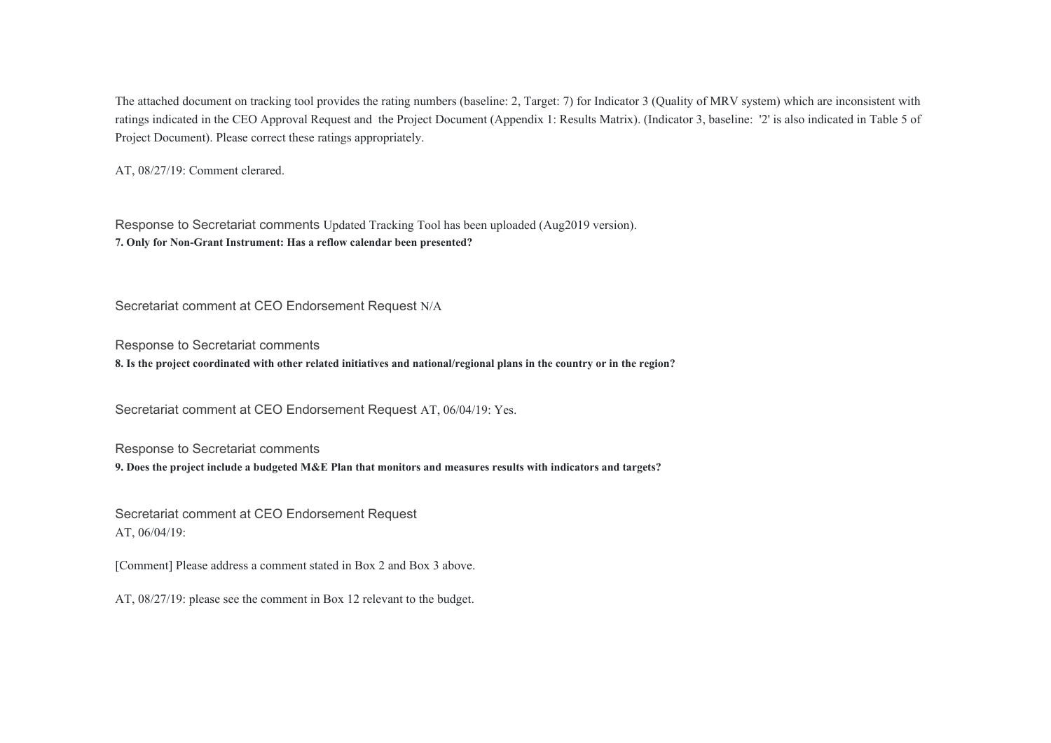The attached document on tracking tool provides the rating numbers (baseline: 2, Target: 7) for Indicator 3 (Quality of MRV system) which are inconsistent with ratings indicated in the CEO Approval Request and the Project Document (Appendix 1: Results Matrix). (Indicator 3, baseline: '2' is also indicated in Table 5 of Project Document). Please correct these ratings appropriately.

AT, 08/27/19: Comment clerared.

Response to Secretariat comments Updated Tracking Tool has been uploaded (Aug2019 version).

**7. Only for Non-Grant Instrument: Has a reflow calendar been presented?**

Secretariat comment at CEO Endorsement Request N/A

Response to Secretariat comments

**8. Is the project coordinated with other related initiatives and national/regional plans in the country or in the region?**

Secretariat comment at CEO Endorsement Request AT, 06/04/19: Yes.

Response to Secretariat comments

**9. Does the project include a budgeted M&E Plan that monitors and measures results with indicators and targets?**

Secretariat comment at CEO Endorsement Request

AT, 06/04/19:

[Comment] Please address a comment stated in Box 2 and Box 3 above.

AT, 08/27/19: please see the comment in Box 12 relevant to the budget.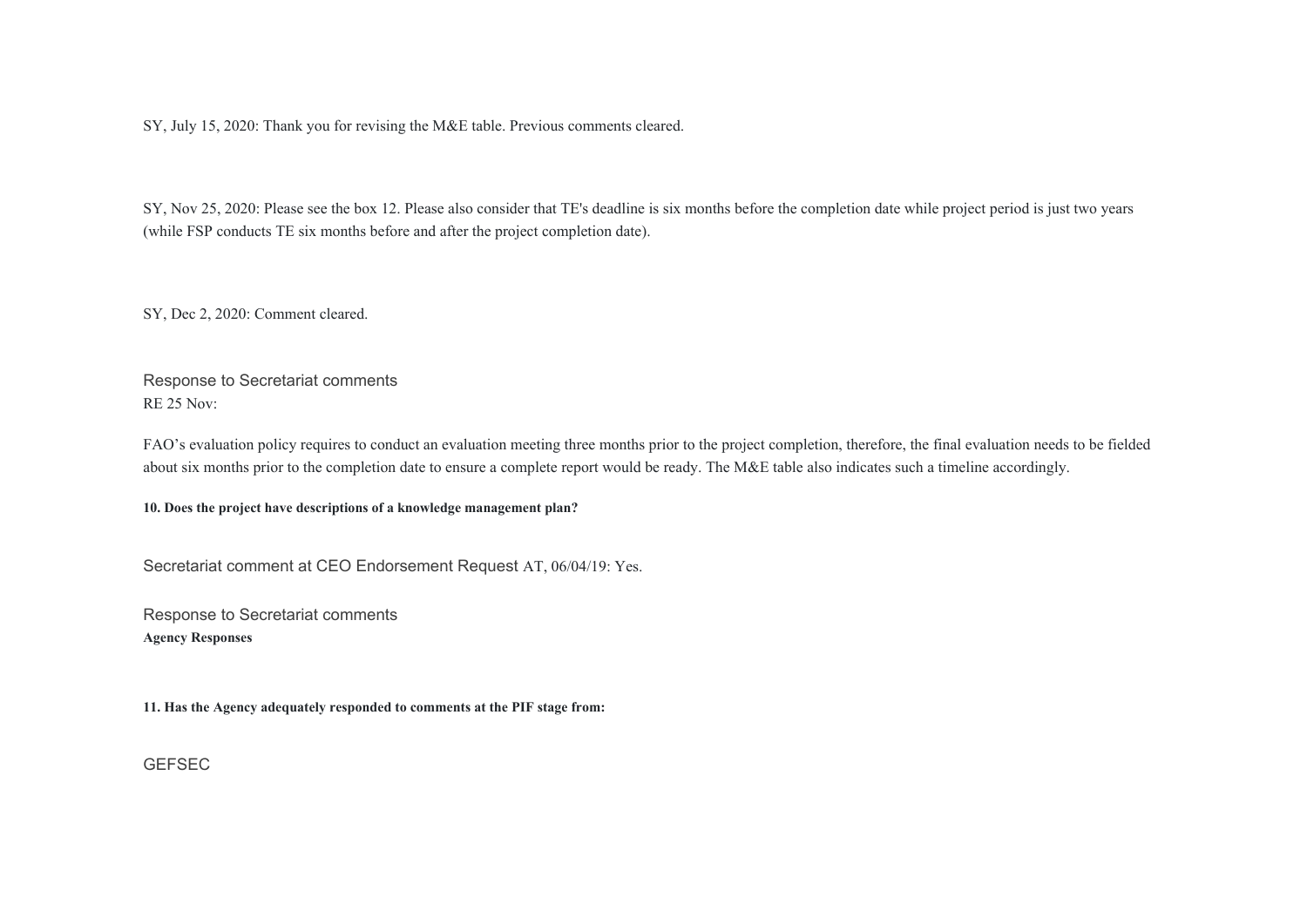SY, July 15, 2020: Thank you for revising the M&E table. Previous comments cleared.

SY, Nov 25, 2020: Please see the box 12. Please also consider that TE's deadline is six months before the completion date while project period is just two years (while FSP conducts TE six months before and after the project completion date).

SY, Dec 2, 2020: Comment cleared.

Response to Secretariat comments
RE 25 Nov:

FAO's evaluation policy requires to conduct an evaluation meeting three months prior to the project completion, therefore, the final evaluation needs to be fielded about six months prior to the completion date to ensure a complete report would be ready. The M&E table also indicates such a timeline accordingly.

**10. Does the project have descriptions of a knowledge management plan?**

Secretariat comment at CEO Endorsement Request AT, 06/04/19: Yes.

Response to Secretariat comments
**Agency Responses**

**11. Has the Agency adequately responded to comments at the PIF stage from:**

GEFSEC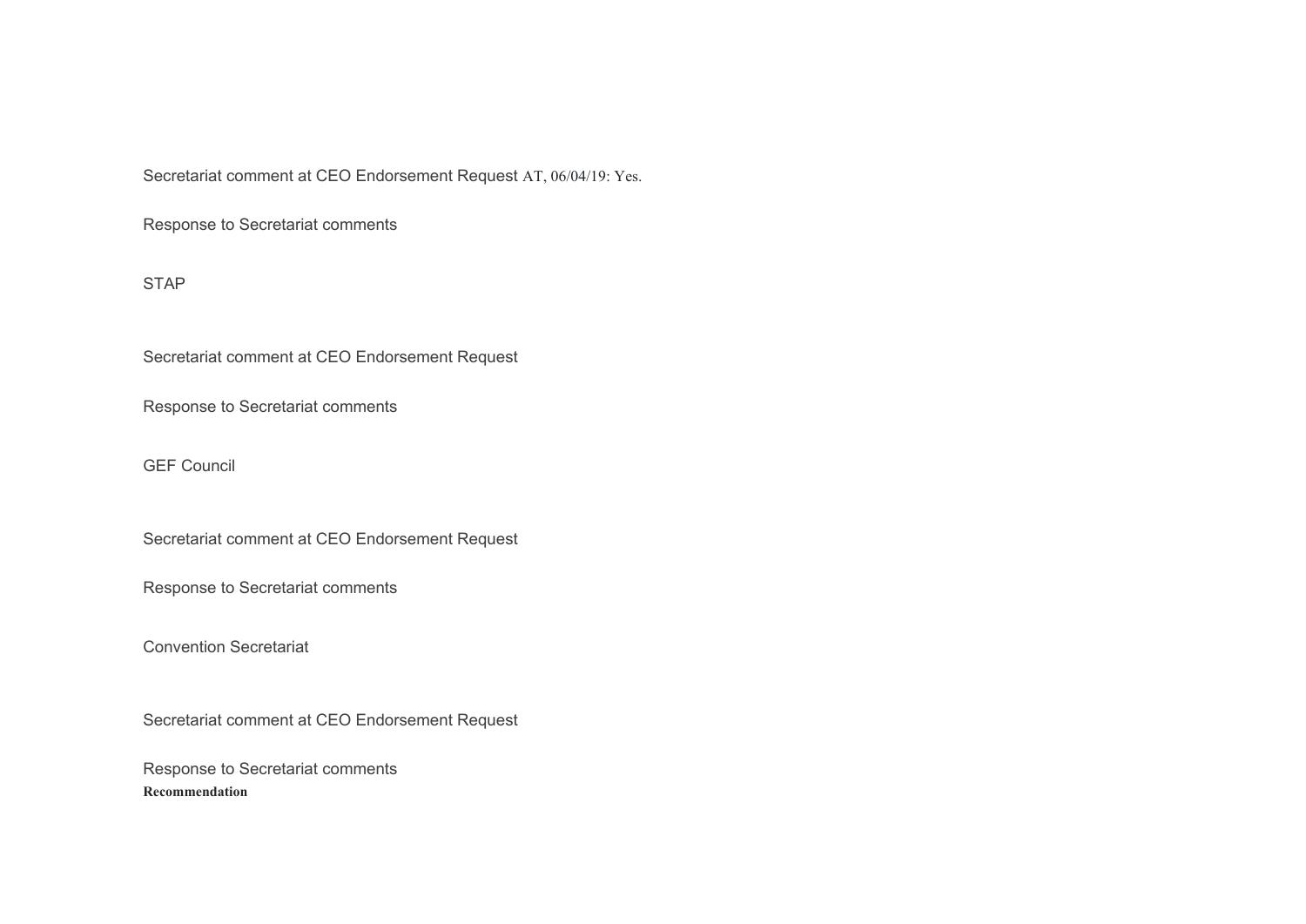Secretariat comment at CEO Endorsement Request AT, 06/04/19: Yes.

Response to Secretariat comments

STAP

Secretariat comment at CEO Endorsement Request

Response to Secretariat comments

GEF Council

Secretariat comment at CEO Endorsement Request

Response to Secretariat comments

Convention Secretariat

Secretariat comment at CEO Endorsement Request

Response to Secretariat comments

**Recommendation**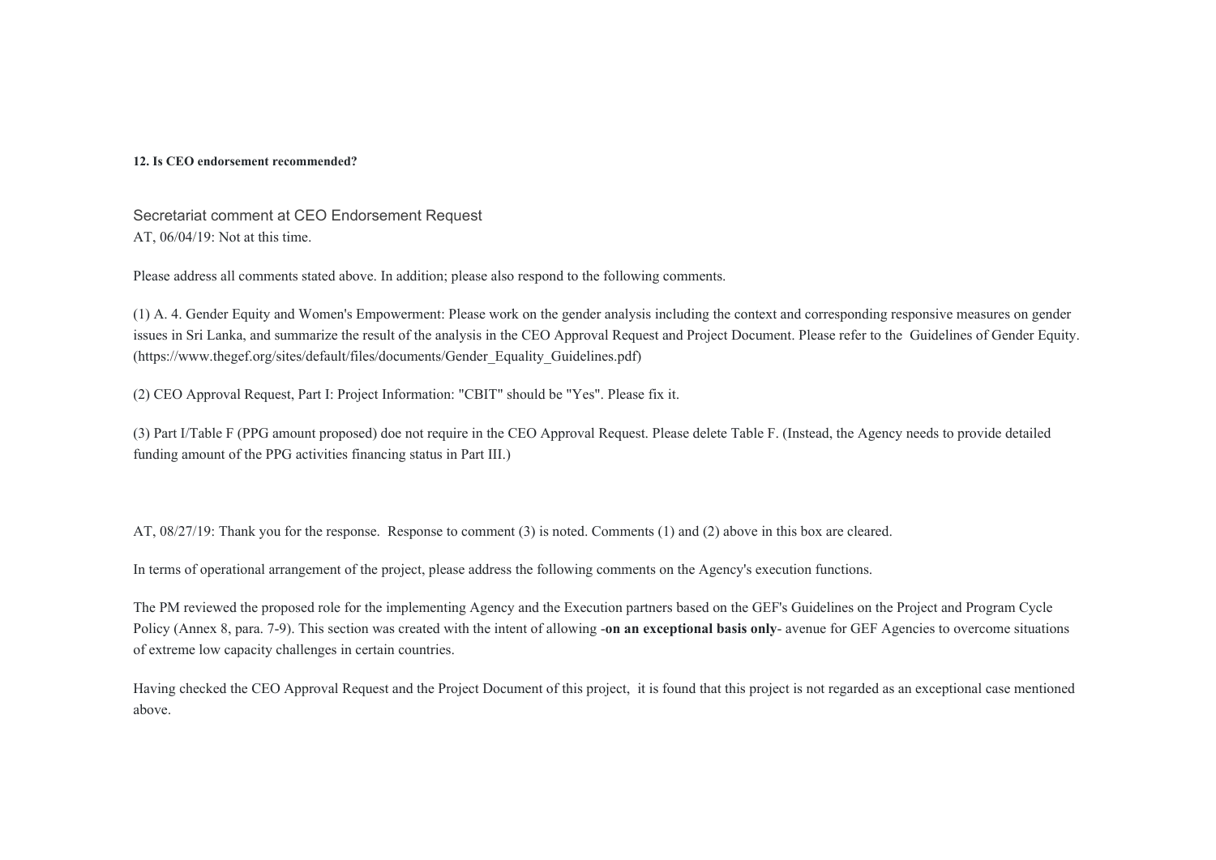**12. Is CEO endorsement recommended?**

Secretariat comment at CEO Endorsement Request

AT, 06/04/19: Not at this time.

Please address all comments stated above. In addition; please also respond to the following comments.

(1) A. 4. Gender Equity and Women's Empowerment: Please work on the gender analysis including the context and corresponding responsive measures on gender issues in Sri Lanka, and summarize the result of the analysis in the CEO Approval Request and Project Document. Please refer to the Guidelines of Gender Equity. (https://www.thegef.org/sites/default/files/documents/Gender_Equality_Guidelines.pdf)

(2) CEO Approval Request, Part I: Project Information: "CBIT" should be "Yes". Please fix it.

(3) Part I/Table F (PPG amount proposed) doe not require in the CEO Approval Request. Please delete Table F. (Instead, the Agency needs to provide detailed funding amount of the PPG activities financing status in Part III.)

AT, 08/27/19: Thank you for the response. Response to comment (3) is noted. Comments (1) and (2) above in this box are cleared.

In terms of operational arrangement of the project, please address the following comments on the Agency's execution functions.

The PM reviewed the proposed role for the implementing Agency and the Execution partners based on the GEF's Guidelines on the Project and Program Cycle Policy (Annex 8, para. 7-9). This section was created with the intent of allowing -**on an exceptional basis only**- avenue for GEF Agencies to overcome situations of extreme low capacity challenges in certain countries.

Having checked the CEO Approval Request and the Project Document of this project, it is found that this project is not regarded as an exceptional case mentioned above.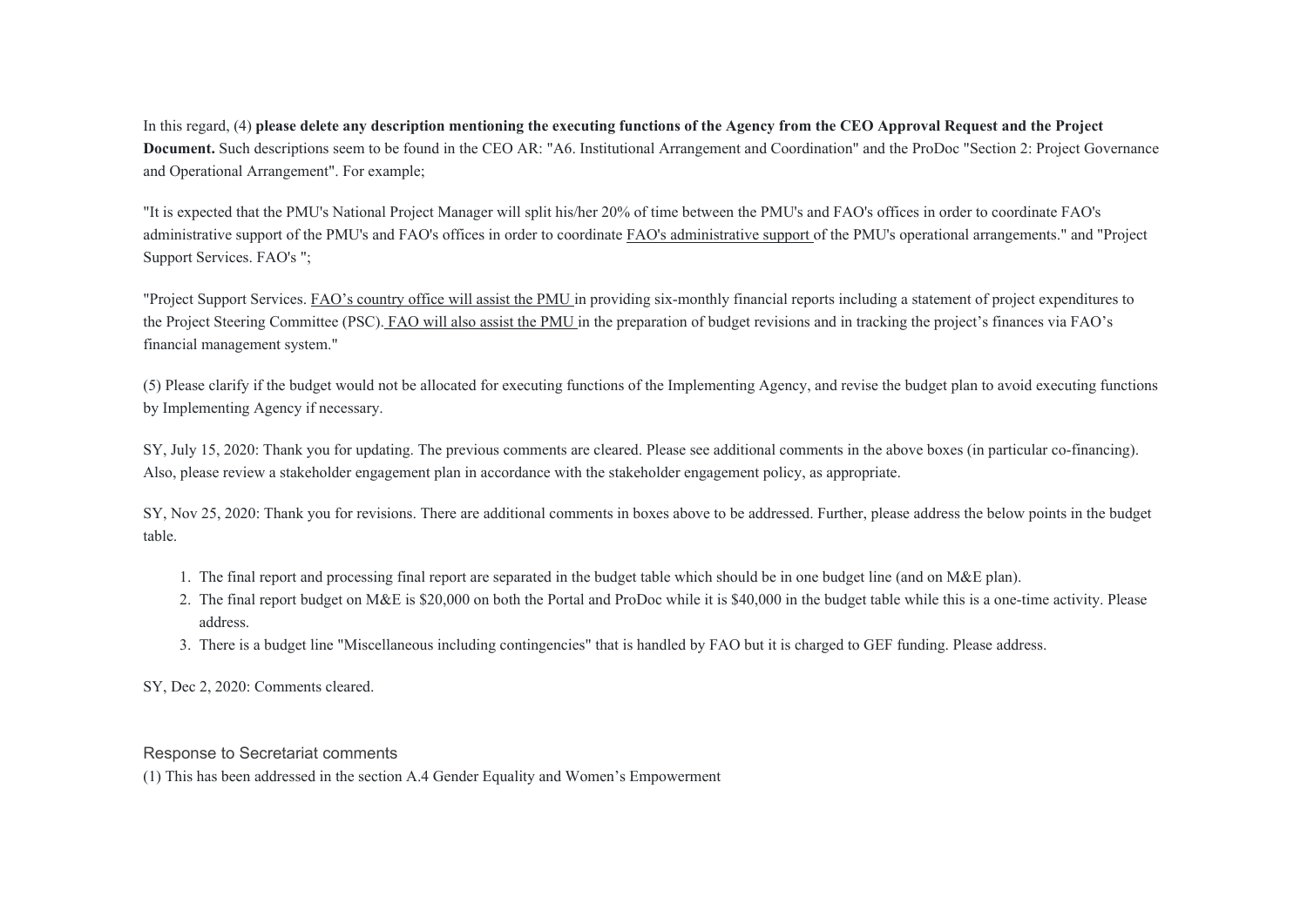In this regard, (4) **please delete any description mentioning the executing functions of the Agency from the CEO Approval Request and the Project Document.** Such descriptions seem to be found in the CEO AR: "A6. Institutional Arrangement and Coordination" and the ProDoc "Section 2: Project Governance and Operational Arrangement". For example;

"It is expected that the PMU's National Project Manager will split his/her 20% of time between the PMU's and FAO's offices in order to coordinate FAO's administrative support of the PMU's and FAO's offices in order to coordinate FAO's administrative support of the PMU's operational arrangements." and "Project Support Services. FAO's ";

"Project Support Services. FAO's country office will assist the PMU in providing six-monthly financial reports including a statement of project expenditures to the Project Steering Committee (PSC). FAO will also assist the PMU in the preparation of budget revisions and in tracking the project's finances via FAO's financial management system."

(5) Please clarify if the budget would not be allocated for executing functions of the Implementing Agency, and revise the budget plan to avoid executing functions by Implementing Agency if necessary.

SY, July 15, 2020: Thank you for updating. The previous comments are cleared. Please see additional comments in the above boxes (in particular co-financing). Also, please review a stakeholder engagement plan in accordance with the stakeholder engagement policy, as appropriate.

SY, Nov 25, 2020: Thank you for revisions. There are additional comments in boxes above to be addressed. Further, please address the below points in the budget table.

1. The final report and processing final report are separated in the budget table which should be in one budget line (and on M&E plan).
2. The final report budget on M&E is $20,000 on both the Portal and ProDoc while it is $40,000 in the budget table while this is a one-time activity. Please address.
3. There is a budget line "Miscellaneous including contingencies" that is handled by FAO but it is charged to GEF funding. Please address.

SY, Dec 2, 2020: Comments cleared.

Response to Secretariat comments

(1) This has been addressed in the section A.4 Gender Equality and Women's Empowerment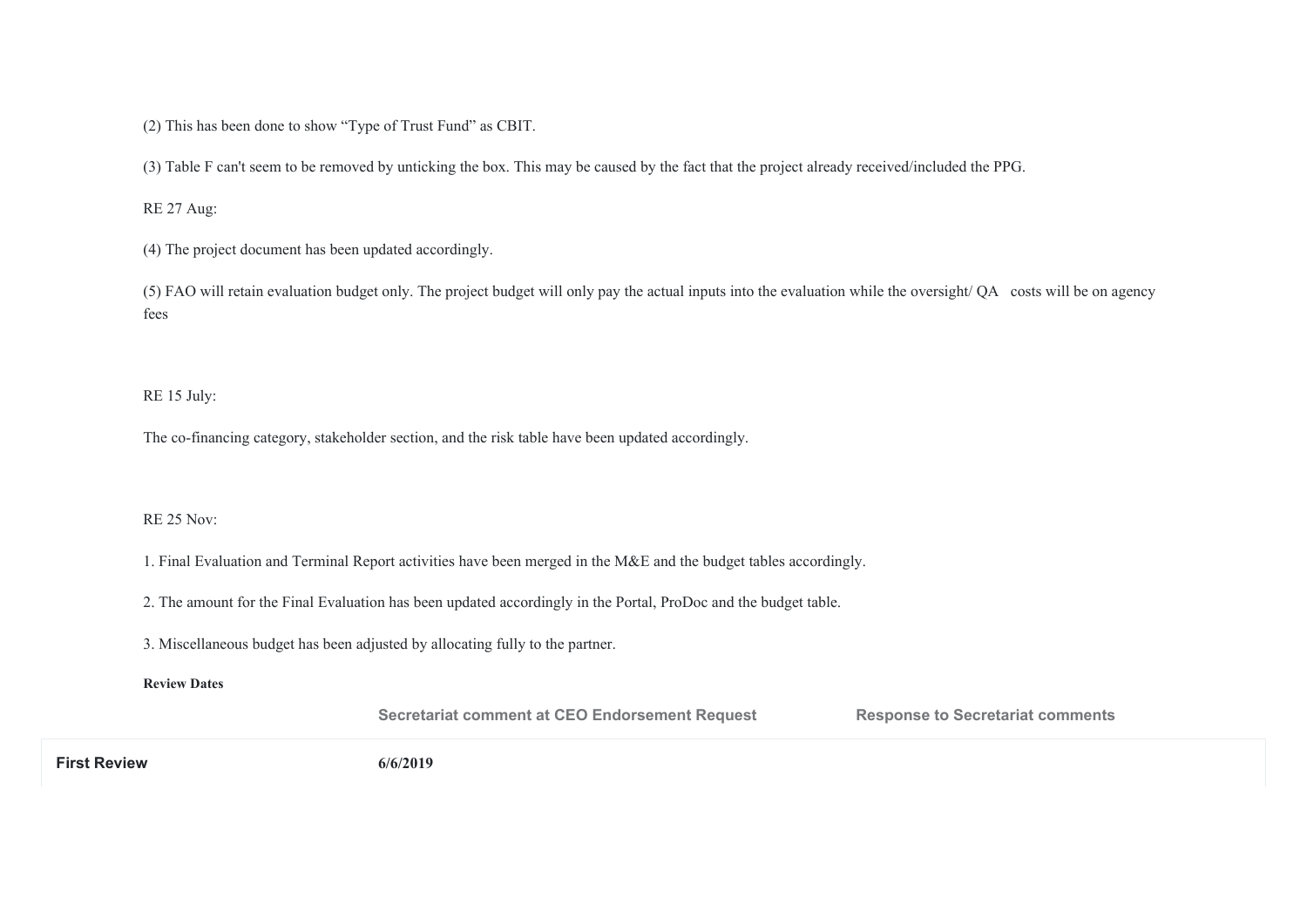(2) This has been done to show "Type of Trust Fund" as CBIT.

(3) Table F can't seem to be removed by unticking the box. This may be caused by the fact that the project already received/included the PPG.

RE 27 Aug:

(4) The project document has been updated accordingly.

(5) FAO will retain evaluation budget only. The project budget will only pay the actual inputs into the evaluation while the oversight/ QA costs will be on agency fees

RE 15 July:

The co-financing category, stakeholder section, and the risk table have been updated accordingly.

RE 25 Nov:

1. Final Evaluation and Terminal Report activities have been merged in the M&E and the budget tables accordingly.

2. The amount for the Final Evaluation has been updated accordingly in the Portal, ProDoc and the budget table.

3. Miscellaneous budget has been adjusted by allocating fully to the partner.

**Review Dates**

| | Secretariat comment at CEO Endorsement Request | Response to Secretariat comments |
|---|---|---|
| **First Review** | 6/6/2019 | |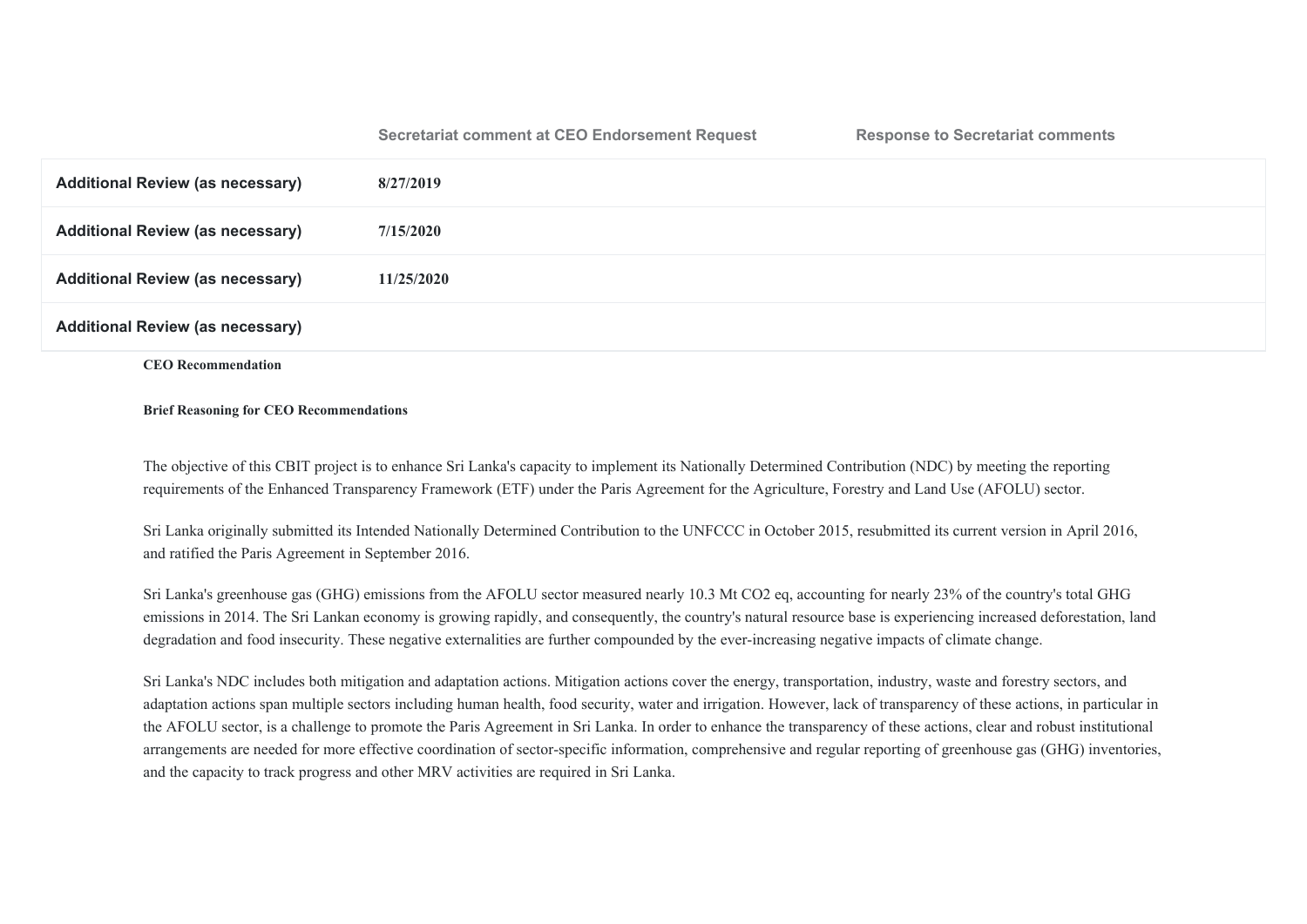| | Secretariat comment at CEO Endorsement Request | Response to Secretariat comments |
|---|---|---|
| **Additional Review (as necessary)** | **8/27/2019** | |
| **Additional Review (as necessary)** | **7/15/2020** | |
| **Additional Review (as necessary)** | **11/25/2020** | |
| **Additional Review (as necessary)** | | |

**CEO Recommendation**

**Brief Reasoning for CEO Recommendations**

The objective of this CBIT project is to enhance Sri Lanka's capacity to implement its Nationally Determined Contribution (NDC) by meeting the reporting requirements of the Enhanced Transparency Framework (ETF) under the Paris Agreement for the Agriculture, Forestry and Land Use (AFOLU) sector.

Sri Lanka originally submitted its Intended Nationally Determined Contribution to the UNFCCC in October 2015, resubmitted its current version in April 2016, and ratified the Paris Agreement in September 2016.

Sri Lanka's greenhouse gas (GHG) emissions from the AFOLU sector measured nearly 10.3 Mt $CO_2$ eq, accounting for nearly 23% of the country's total GHG emissions in 2014. The Sri Lankan economy is growing rapidly, and consequently, the country's natural resource base is experiencing increased deforestation, land degradation and food insecurity. These negative externalities are further compounded by the ever-increasing negative impacts of climate change.

Sri Lanka's NDC includes both mitigation and adaptation actions. Mitigation actions cover the energy, transportation, industry, waste and forestry sectors, and adaptation actions span multiple sectors including human health, food security, water and irrigation. However, lack of transparency of these actions, in particular in the AFOLU sector, is a challenge to promote the Paris Agreement in Sri Lanka. In order to enhance the transparency of these actions, clear and robust institutional arrangements are needed for more effective coordination of sector-specific information, comprehensive and regular reporting of greenhouse gas (GHG) inventories, and the capacity to track progress and other MRV activities are required in Sri Lanka.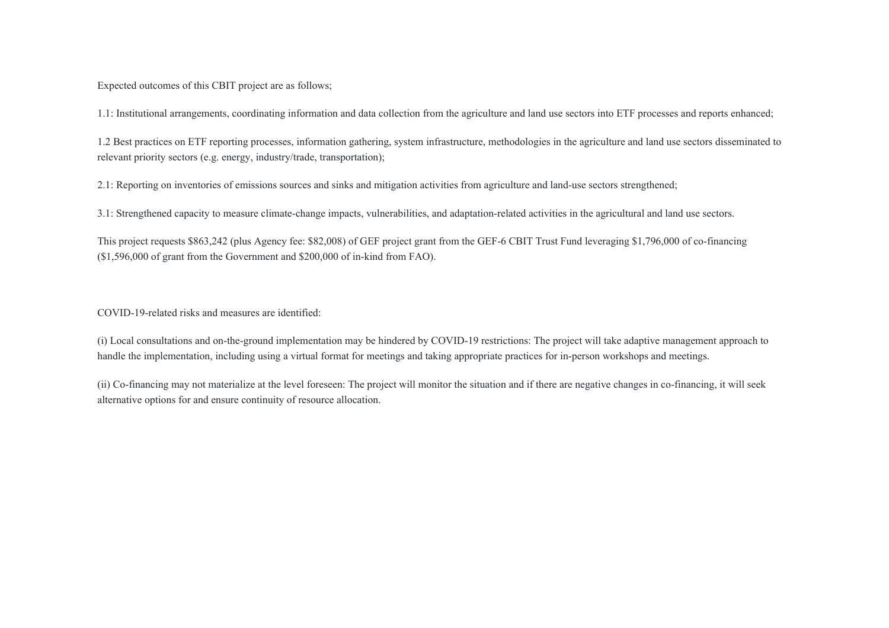Expected outcomes of this CBIT project are as follows;

1.1: Institutional arrangements, coordinating information and data collection from the agriculture and land use sectors into ETF processes and reports enhanced;

1.2 Best practices on ETF reporting processes, information gathering, system infrastructure, methodologies in the agriculture and land use sectors disseminated to relevant priority sectors (e.g. energy, industry/trade, transportation);

2.1: Reporting on inventories of emissions sources and sinks and mitigation activities from agriculture and land-use sectors strengthened;

3.1: Strengthened capacity to measure climate-change impacts, vulnerabilities, and adaptation-related activities in the agricultural and land use sectors.

This project requests $863,242 (plus Agency fee: $82,008) of GEF project grant from the GEF-6 CBIT Trust Fund leveraging $1,796,000 of co-financing ($1,596,000 of grant from the Government and $200,000 of in-kind from FAO).

COVID-19-related risks and measures are identified:

(i) Local consultations and on-the-ground implementation may be hindered by COVID-19 restrictions: The project will take adaptive management approach to handle the implementation, including using a virtual format for meetings and taking appropriate practices for in-person workshops and meetings.

(ii) Co-financing may not materialize at the level foreseen: The project will monitor the situation and if there are negative changes in co-financing, it will seek alternative options for and ensure continuity of resource allocation.